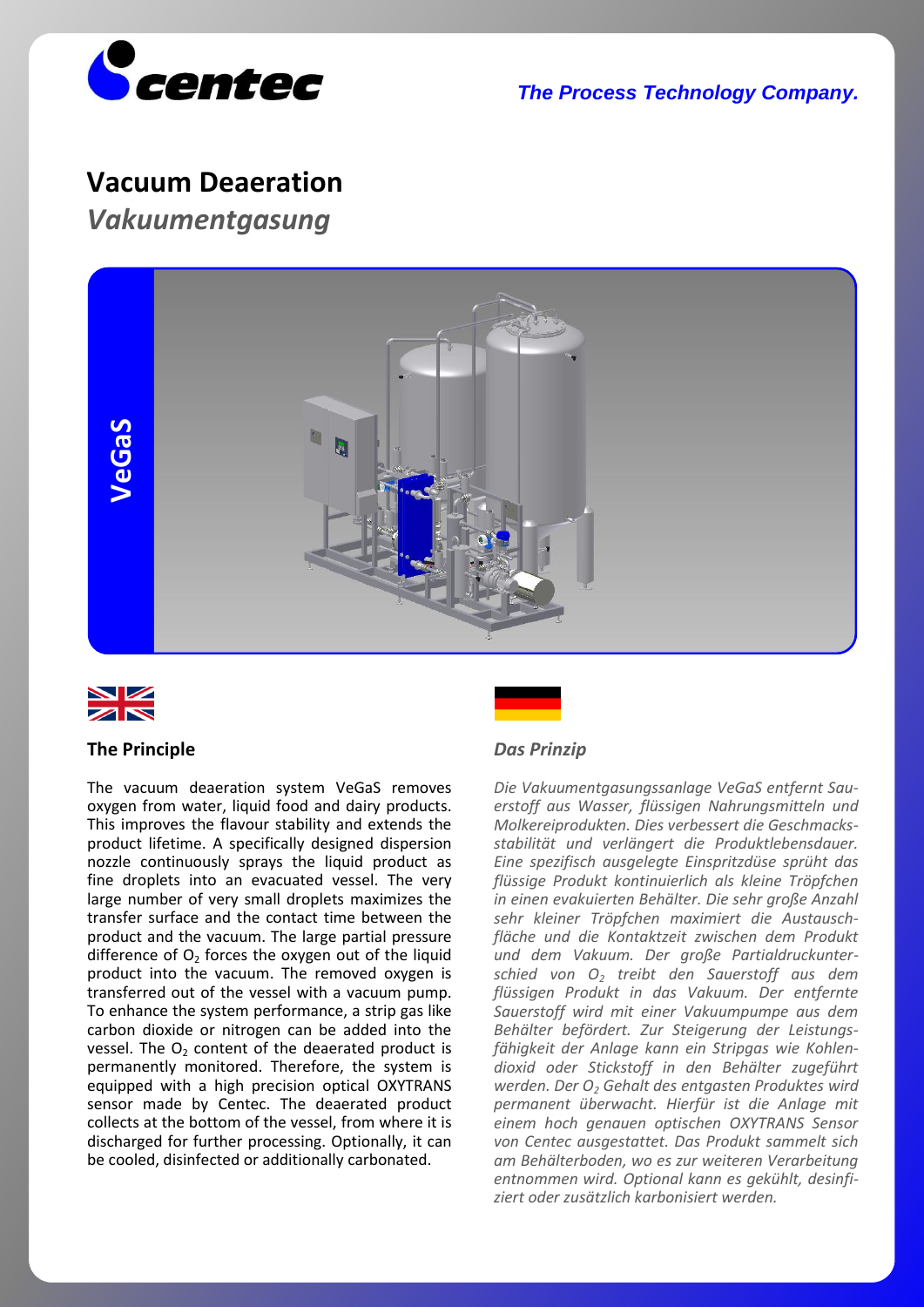# Vacuum Deaeration

## *Vakuumentgasung*

VeGaS

### The Principle

The vacuum deaeration system VeGaS removes oxygen from water, liquid food and dairy products. This improves the flavour stability and extends the product lifetime. A specifically designed dispersion nozzle continuously sprays the liquid product as fine droplets into an evacuated vessel. The very large number of very small droplets maximizes the transfer surface and the contact time between the product and the vacuum. The large partial pressure difference of $O_2$ forces the oxygen out of the liquid product into the vacuum. The removed oxygen is transferred out of the vessel with a vacuum pump. To enhance the system performance, a strip gas like carbon dioxide or nitrogen can be added into the vessel. The $O_2$ content of the deaerated product is permanently monitored. Therefore, the system is equipped with a high precision optical OXYTRANS sensor made by Centec. The deaerated product collects at the bottom of the vessel, from where it is discharged for further processing. Optionally, it can be cooled, disinfected or additionally carbonated.

### *Das Prinzip*

*Die Vakuumentgasungssanlage VeGaS entfernt Sauerstoff aus Wasser, flüssigen Nahrungsmitteln und Molkereiprodukten. Dies verbessert die Geschmacksstabilität und verlängert die Produktlebensdauer. Eine spezifisch ausgelegte Einspritzdüse sprüht das flüssige Produkt kontinuierlich als kleine Tröpfchen in einen evakuierten Behälter. Die sehr große Anzahl sehr kleiner Tröpfchen maximiert die Austauschfläche und die Kontaktzeit zwischen dem Produkt und dem Vakuum. Der große Partialdruckunterschied von $O_2$ treibt den Sauerstoff aus dem flüssigen Produkt in das Vakuum. Der entfernte Sauerstoff wird mit einer Vakuumpumpe aus dem Behälter befördert. Zur Steigerung der Leistungsfähigkeit der Anlage kann ein Stripgas wie Kohlendioxid oder Stickstoff in den Behälter zugeführt werden. Der $O_2$ Gehalt des entgasten Produktes wird permanent überwacht. Hierfür ist die Anlage mit einem hoch genauen optischen OXYTRANS Sensor von Centec ausgestattet. Das Produkt sammelt sich am Behälterboden, wo es zur weiteren Verarbeitung entnommen wird. Optional kann es gekühlt, desinfiziert oder zusätzlich karbonisiert werden.*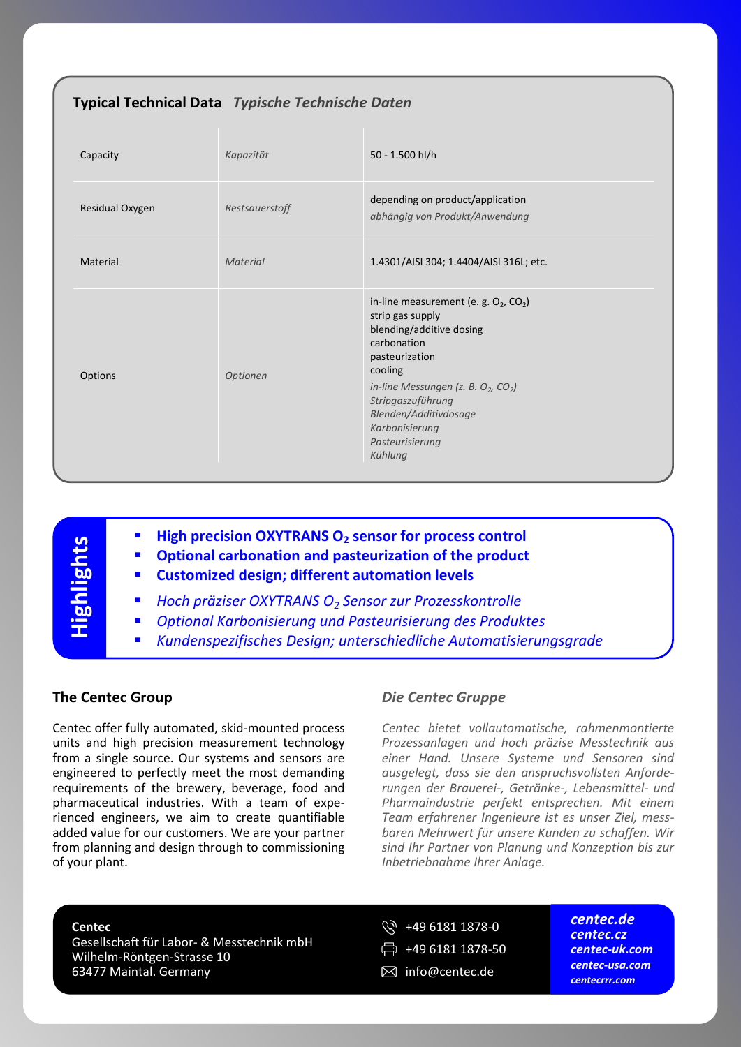## Typical Technical Data *Typische Technische Daten*

| | | |
|---|---|---|
| Capacity | *Kapazität* | 50 - 1.500 hl/h |
| Residual Oxygen | *Restsauerstoff* | depending on product/application<br>*abhängig von Produkt/Anwendung* |
| Material | *Material* | 1.4301/AISI 304; 1.4404/AISI 316L; etc. |
| Options | *Optionen* | in-line measurement (e. g. $O_2$, $CO_2$)<br>strip gas supply<br>blending/additive dosing<br>carbonation<br>pasteurization<br>cooling<br>*in-line Messungen (z. B. $O_2$, $CO_2$)*<br>*Stripgaszuführung*<br>*Blenden/Additivdosage*<br>*Karbonisierung*<br>*Pasteurisierung*<br>*Kühlung* |

## Highlights

- **High precision OXYTRANS $O_2$ sensor for process control**
- **Optional carbonation and pasteurization of the product**
- **Customized design; different automation levels**

- *Hoch präziser OXYTRANS $O_2$ Sensor zur Prozesskontrolle*
- *Optional Karbonisierung und Pasteurisierung des Produktes*
- *Kundenspezifisches Design; unterschiedliche Automatisierungsgrade*

## The Centec Group

Centec offer fully automated, skid-mounted process units and high precision measurement technology from a single source. Our systems and sensors are engineered to perfectly meet the most demanding requirements of the brewery, beverage, food and pharmaceutical industries. With a team of experienced engineers, we aim to create quantifiable added value for our customers. We are your partner from planning and design through to commissioning of your plant.

## *Die Centec Gruppe*

*Centec bietet vollautomatische, rahmenmontierte Prozessanlagen und hoch präzise Messtechnik aus einer Hand. Unsere Systeme und Sensoren sind ausgelegt, dass sie den anspruchsvollsten Anforderungen der Brauerei-, Getränke-, Lebensmittel- und Pharmaindustrie perfekt entsprechen. Mit einem Team erfahrener Ingenieure ist es unser Ziel, messbaren Mehrwert für unsere Kunden zu schaffen. Wir sind Ihr Partner von Planung und Konzeption bis zur Inbetriebnahme Ihrer Anlage.*

**Centec**
Gesellschaft für Labor- & Messtechnik mbH
Wilhelm-Röntgen-Strasse 10
63477 Maintal. Germany

+49 6181 1878-0
+49 6181 1878-50
info@centec.de

***centec.de***
***centec.cz***
***centec-uk.com***
***centec-usa.com***
***centecrrr.com***